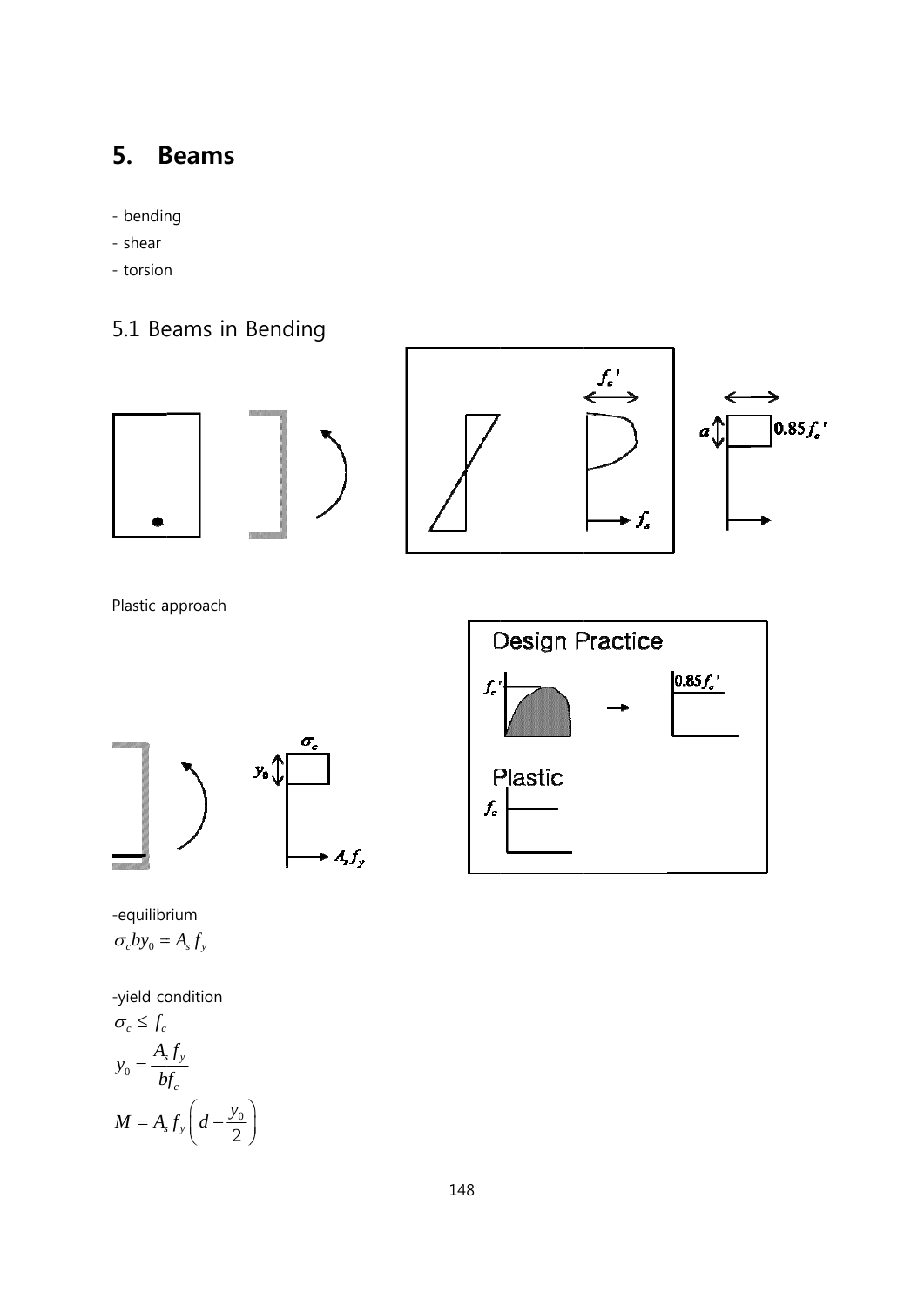# 5. Beams

- bending
- shear
- torsion

## 5.1 Beams in Bending

Plastic approach

Design Practice

Plastic

-equilibrium

$$\sigma_c b y_0 = A_s f_y$$

-yield condition

$$\sigma_c \le f_c$$

$$y_0 = \frac{A_s f_y}{b f_c}$$

$$M = A_s f_y \left( d - \frac{y_0}{2} \right)$$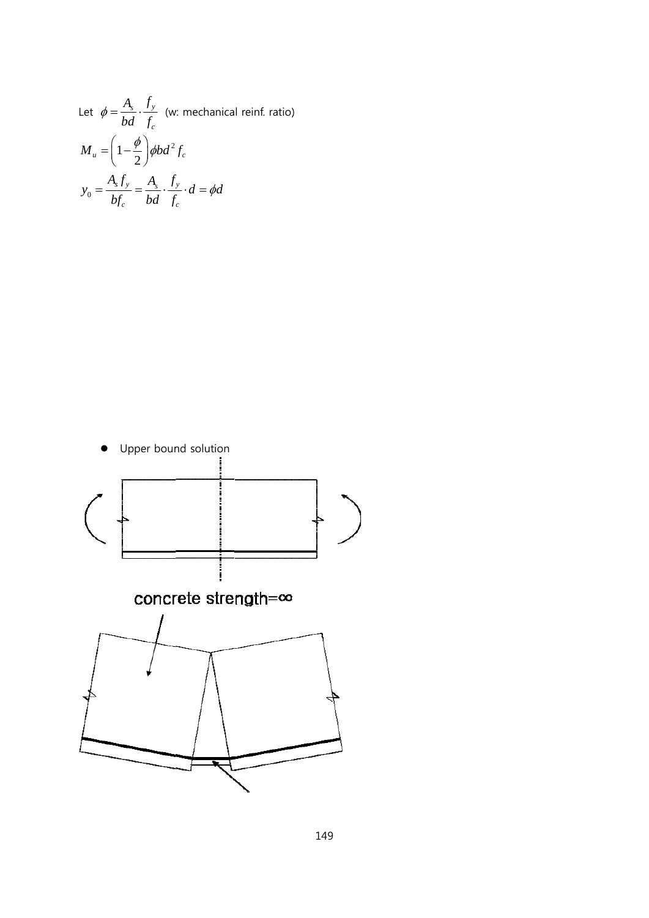Let $\phi = \frac{A_s}{bd} \cdot \frac{f_y}{f_c}$ (w: mechanical reinf. ratio)

$$M_u = \left(1 - \frac{\phi}{2}\right)\phi bd^2 f_c$$

$$y_0 = \frac{A_s f_y}{bf_c} = \frac{A_s}{bd} \cdot \frac{f_y}{f_c} \cdot d = \phi d$$

- Upper bound solution

concrete strength=∞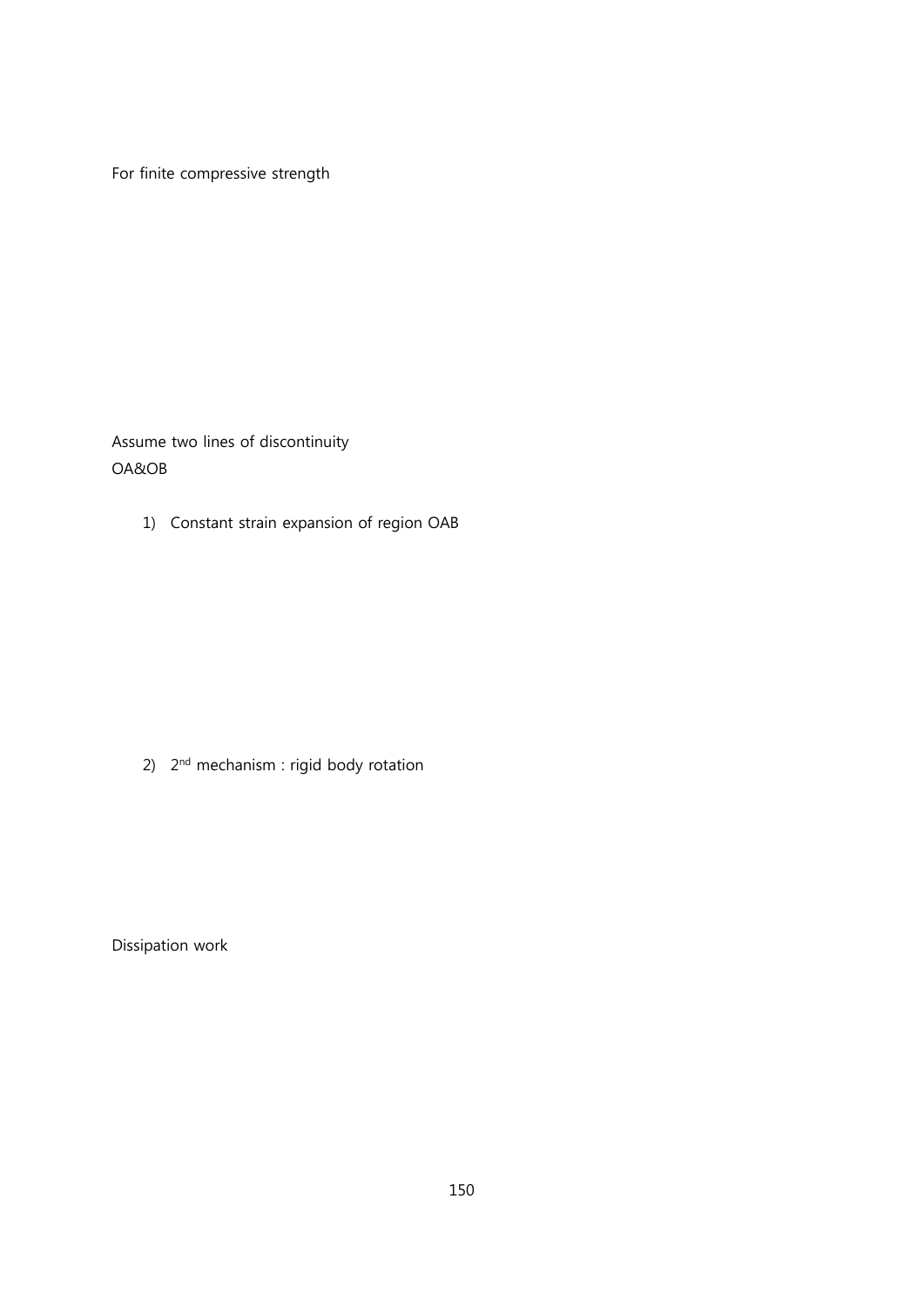For finite compressive strength

Assume two lines of discontinuity
OA&OB

1) Constant strain expansion of region OAB

2) 2nd mechanism : rigid body rotation

Dissipation work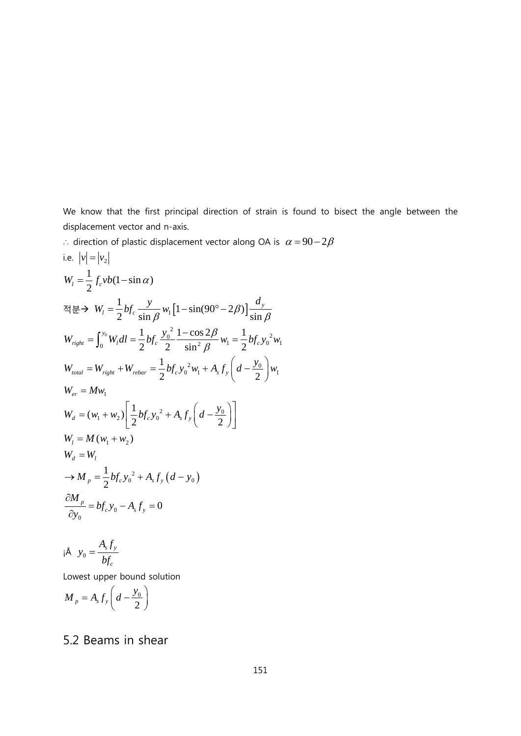We know that the first principal direction of strain is found to bisect the angle between the displacement vector and n-axis.

$\therefore$ direction of plastic displacement vector along OA is $\alpha = 90 - 2\beta$

i.e. $|v| = |v_2|$

$$W_l = \frac{1}{2} f_c v b (1 - \sin\alpha)$$

적분→ $W_l = \dfrac{1}{2} b f_c \dfrac{y}{\sin\beta} w_1 \left[1 - \sin(90^\circ - 2\beta)\right] \dfrac{d_y}{\sin\beta}$

$$W_{right} = \int_0^{y_0} W_l dl = \frac{1}{2} b f_c \frac{y_0^{\ 2}}{2} \frac{1 - \cos 2\beta}{\sin^2\beta} w_1 = \frac{1}{2} b f_c y_0^{\ 2} w_1$$

$$W_{total} = W_{right} + W_{rebar} = \frac{1}{2} b f_c y_0^{\ 2} w_1 + A_s f_y \left(d - \frac{y_0}{2}\right) w_1$$

$$W_{er} = M w_1$$

$$W_d = (w_1 + w_2)\left[\frac{1}{2} b f_c y_0^{\ 2} + A_s f_y \left(d - \frac{y_0}{2}\right)\right]$$

$$W_l = M(w_1 + w_2)$$

$$W_d = W_l$$

$$\rightarrow M_p = \frac{1}{2} b f_c y_0^{\ 2} + A_s f_y \left(d - y_0\right)$$

$$\frac{\partial M_p}{\partial y_0} = b f_c y_0 - A_s f_y = 0$$

¡Å $y_0 = \dfrac{A_s f_y}{b f_c}$

Lowest upper bound solution

$$M_p = A_s f_y \left(d - \frac{y_0}{2}\right)$$

## 5.2 Beams in shear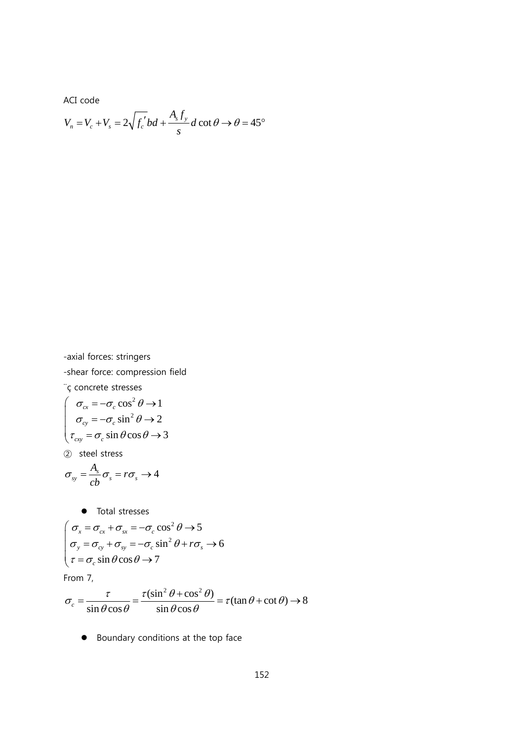ACI code

$$V_n = V_c + V_s = 2\sqrt{f_c'}bd + \frac{A_s f_y}{s} d\cot\theta \rightarrow \theta = 45°$$

-axial forces: stringers

-shear force: compression field

¨ç concrete stresses

$$\begin{cases} \sigma_{cx} = -\sigma_c \cos^2\theta \rightarrow 1 \\ \sigma_{cy} = -\sigma_c \sin^2\theta \rightarrow 2 \\ \tau_{cxy} = \sigma_c \sin\theta\cos\theta \rightarrow 3 \end{cases}$$

② steel stress

$$\sigma_{sy} = \frac{A_s}{cb}\sigma_s = r\sigma_s \rightarrow 4$$

- Total stresses

$$\begin{cases} \sigma_x = \sigma_{cx} + \sigma_{sx} = -\sigma_c \cos^2\theta \rightarrow 5 \\ \sigma_y = \sigma_{cy} + \sigma_{sy} = -\sigma_c \sin^2\theta + r\sigma_s \rightarrow 6 \\ \tau = \sigma_c \sin\theta\cos\theta \rightarrow 7 \end{cases}$$

From 7,

$$\sigma_c = \frac{\tau}{\sin\theta\cos\theta} = \frac{\tau(\sin^2\theta + \cos^2\theta)}{\sin\theta\cos\theta} = \tau(\tan\theta + \cot\theta) \rightarrow 8$$

- Boundary conditions at the top face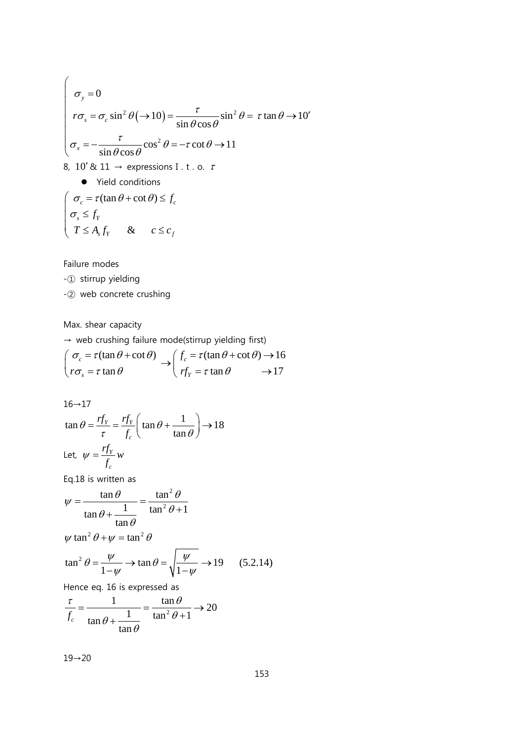$$\begin{cases} \sigma_y = 0 \\ r\sigma_s = \sigma_c \sin^2\theta \left(\rightarrow 10\right) = \dfrac{\tau}{\sin\theta\cos\theta}\sin^2\theta = \tau\tan\theta \rightarrow 10' \\ \sigma_x = -\dfrac{\tau}{\sin\theta\cos\theta}\cos^2\theta = -\tau\cot\theta \rightarrow 11 \end{cases}$$

8, $10'$ & 11 → expressions I . t . o. $\tau$

- Yield conditions

$$\begin{cases} \sigma_c = \tau(\tan\theta + \cot\theta) \le f_c \\ \sigma_s \le f_Y \\ T \le A_s f_Y \quad \& \quad c \le c_f \end{cases}$$

Failure modes

-① stirrup yielding

-② web concrete crushing

Max. shear capacity

→ web crushing failure mode(stirrup yielding first)

$$\begin{pmatrix} \sigma_c = \tau(\tan\theta + \cot\theta) \\ r\sigma_s = \tau\tan\theta \end{pmatrix} \rightarrow \begin{pmatrix} f_c = \tau(\tan\theta + \cot\theta) \rightarrow 16 \\ rf_Y = \tau\tan\theta \qquad \rightarrow 17 \end{pmatrix}$$

16→17

$$\tan\theta = \frac{rf_Y}{\tau} = \frac{rf_Y}{f_c}\left(\tan\theta + \frac{1}{\tan\theta}\right) \rightarrow 18$$

Let, $\psi = \dfrac{rf_Y}{f_c} w$

Eq.18 is written as

$$\psi = \frac{\tan\theta}{\tan\theta + \dfrac{1}{\tan\theta}} = \frac{\tan^2\theta}{\tan^2\theta + 1}$$

$$\psi\tan^2\theta + \psi = \tan^2\theta$$

$$\tan^2\theta = \frac{\psi}{1-\psi} \rightarrow \tan\theta = \sqrt{\frac{\psi}{1-\psi}} \rightarrow 19 \qquad (5.2.14)$$

Hence eq. 16 is expressed as

$$\frac{\tau}{f_c} = \frac{1}{\tan\theta + \dfrac{1}{\tan\theta}} = \frac{\tan\theta}{\tan^2\theta + 1} \rightarrow 20$$

19→20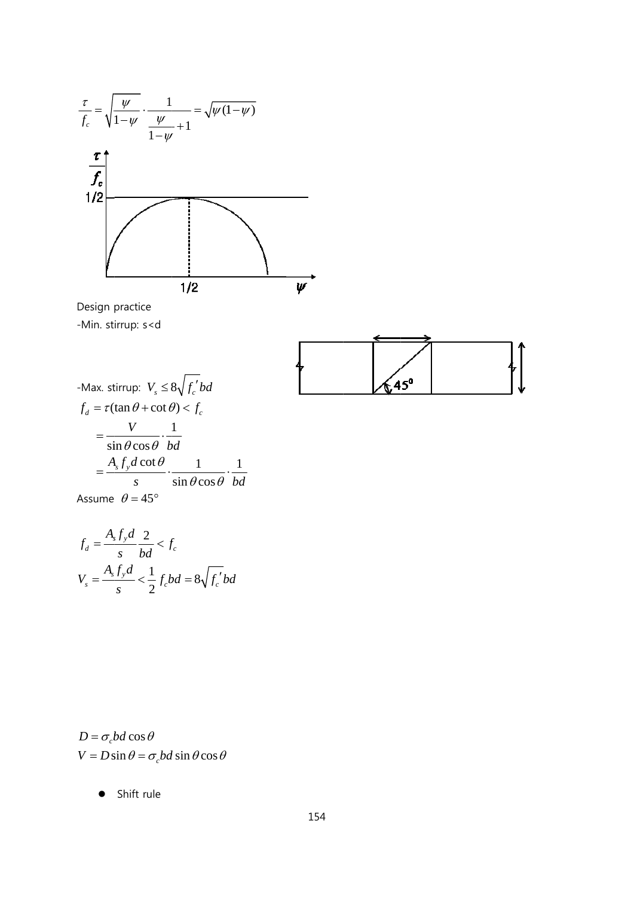$$\frac{\tau}{f_c} = \sqrt{\frac{\psi}{1-\psi}} \cdot \frac{1}{\dfrac{\psi}{1-\psi}+1} = \sqrt{\psi(1-\psi)}$$

Design practice

-Min. stirrup: s<d

-Max. stirrup: $V_s \le 8\sqrt{f_c'}bd$

$$\begin{aligned} f_d &= \tau(\tan\theta + \cot\theta) < f_c \\ &= \frac{V}{\sin\theta\cos\theta} \cdot \frac{1}{bd} \\ &= \frac{A_s f_y d \cot\theta}{s} \cdot \frac{1}{\sin\theta\cos\theta} \cdot \frac{1}{bd} \end{aligned}$$

Assume $\theta = 45°$

$$f_d = \frac{A_s f_y d}{s} \frac{2}{bd} < f_c$$

$$V_s = \frac{A_s f_y d}{s} < \frac{1}{2} f_c bd = 8\sqrt{f_c'}bd$$

$$D = \sigma_c bd \cos\theta$$

$$V = D\sin\theta = \sigma_c bd \sin\theta\cos\theta$$

- Shift rule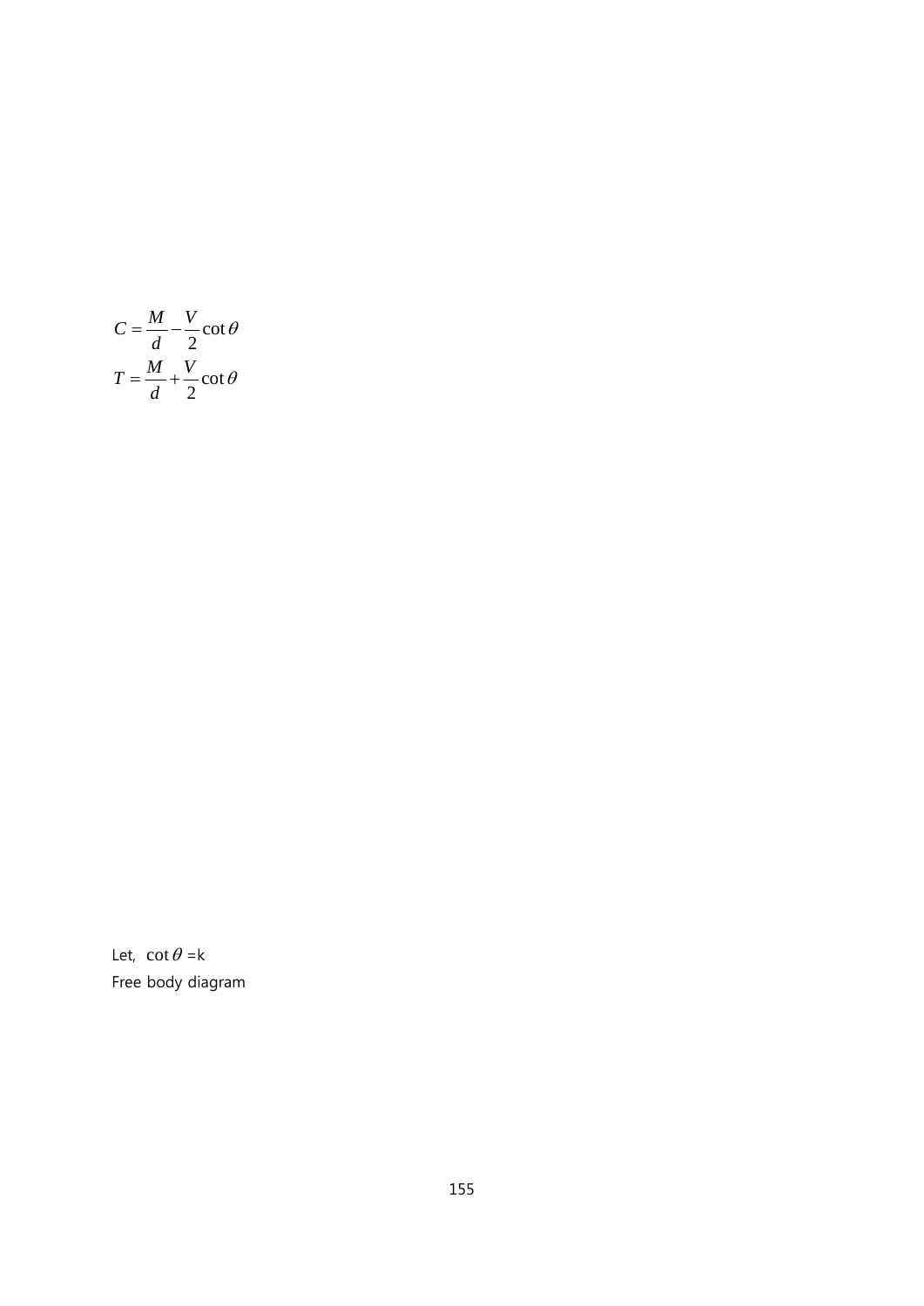$$C = \frac{M}{d} - \frac{V}{2}\cot\theta$$

$$T = \frac{M}{d} + \frac{V}{2}\cot\theta$$

Let, $\cot\theta$ =k

Free body diagram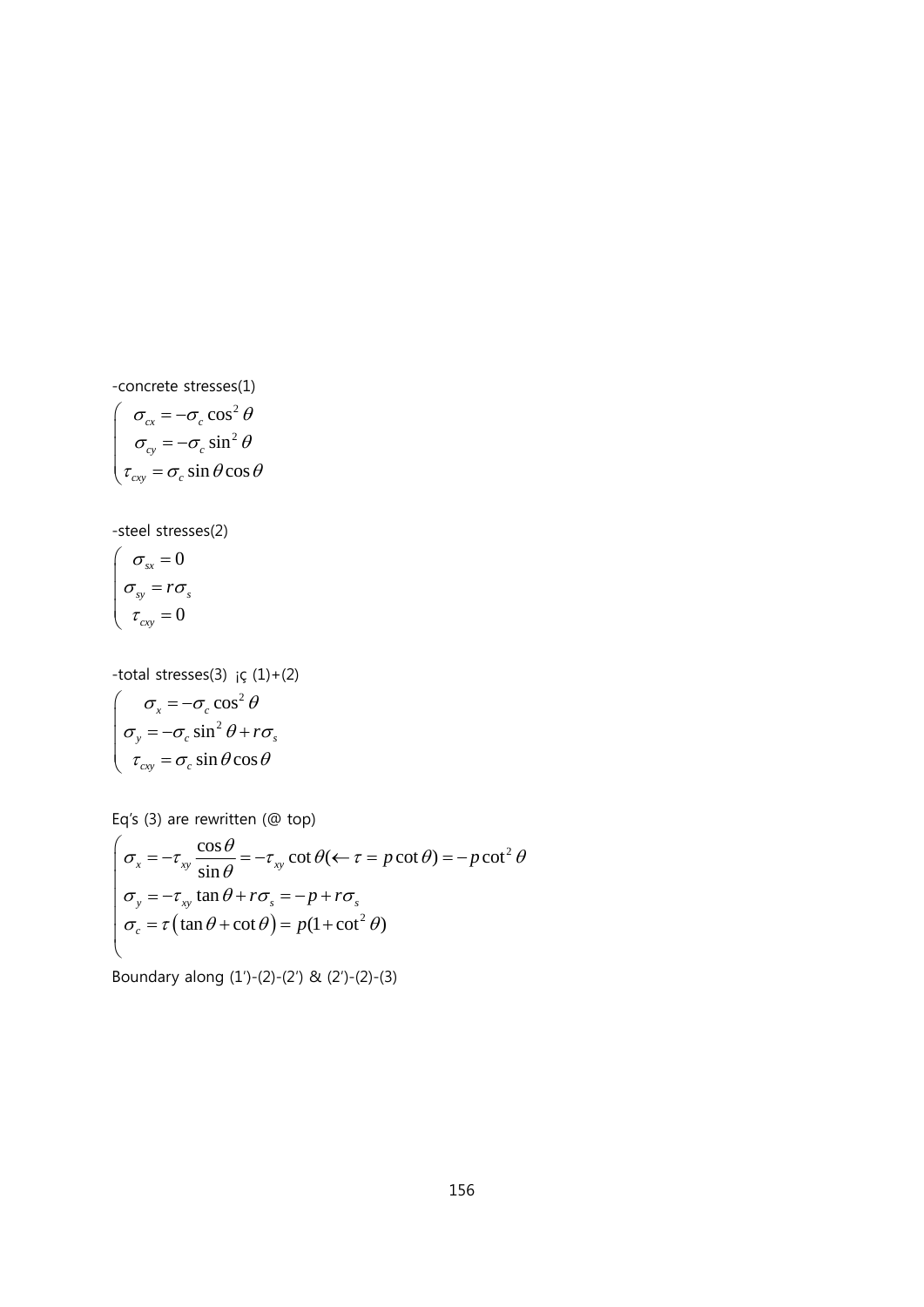-concrete stresses(1)

$$
\begin{cases}
\sigma_{cx} = -\sigma_c \cos^2\theta \\
\sigma_{cy} = -\sigma_c \sin^2\theta \\
\tau_{cxy} = \sigma_c \sin\theta\cos\theta
\end{cases}
$$

-steel stresses(2)

$$
\begin{cases}
\sigma_{sx} = 0 \\
\sigma_{sy} = r\sigma_s \\
\tau_{cxy} = 0
\end{cases}
$$

-total stresses(3) ¡ç (1)+(2)

$$
\begin{cases}
\sigma_x = -\sigma_c \cos^2\theta \\
\sigma_y = -\sigma_c \sin^2\theta + r\sigma_s \\
\tau_{cxy} = \sigma_c \sin\theta\cos\theta
\end{cases}
$$

Eq's (3) are rewritten (@ top)

$$
\begin{cases}
\sigma_x = -\tau_{xy}\dfrac{\cos\theta}{\sin\theta} = -\tau_{xy}\cot\theta (\leftarrow \tau = p\cot\theta) = -p\cot^2\theta \\
\sigma_y = -\tau_{xy}\tan\theta + r\sigma_s = -p + r\sigma_s \\
\sigma_c = \tau\left(\tan\theta + \cot\theta\right) = p(1+\cot^2\theta)
\end{cases}
$$

Boundary along (1')-(2)-(2') & (2')-(2)-(3)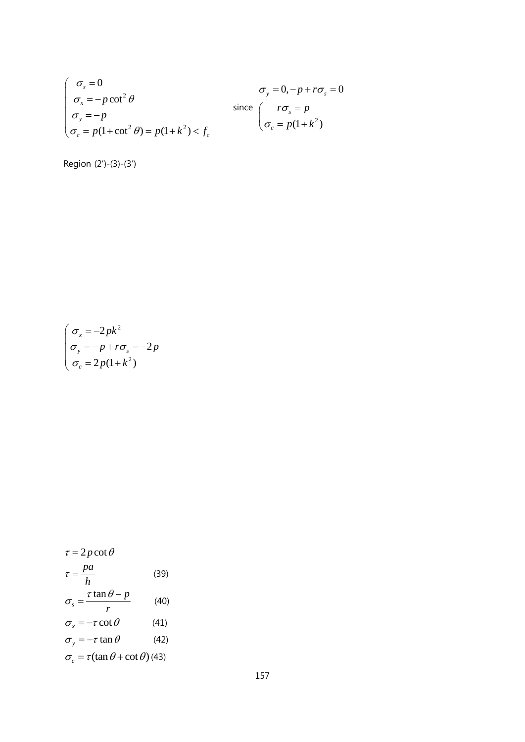$$\begin{cases} \sigma_s = 0 \\ \sigma_x = -p\cot^2\theta \\ \sigma_y = -p \\ \sigma_c = p(1+\cot^2\theta) = p(1+k^2) < f_c \end{cases}$$

$$\sigma_y = 0, -p + r\sigma_s = 0$$

since $\begin{cases} r\sigma_s = p \\ \sigma_c = p(1+k^2) \end{cases}$

Region (2')-(3)-(3')

$$\begin{cases} \sigma_x = -2pk^2 \\ \sigma_y = -p + r\sigma_s = -2p \\ \sigma_c = 2p(1+k^2) \end{cases}$$

$$\tau = 2p\cot\theta$$

$$\tau = \frac{pa}{h} \qquad (39)$$

$$\sigma_s = \frac{\tau\tan\theta - p}{r} \qquad (40)$$

$$\sigma_x = -\tau\cot\theta \qquad (41)$$

$$\sigma_y = -\tau\tan\theta \qquad (42)$$

$$\sigma_c = \tau(\tan\theta + \cot\theta) \qquad (43)$$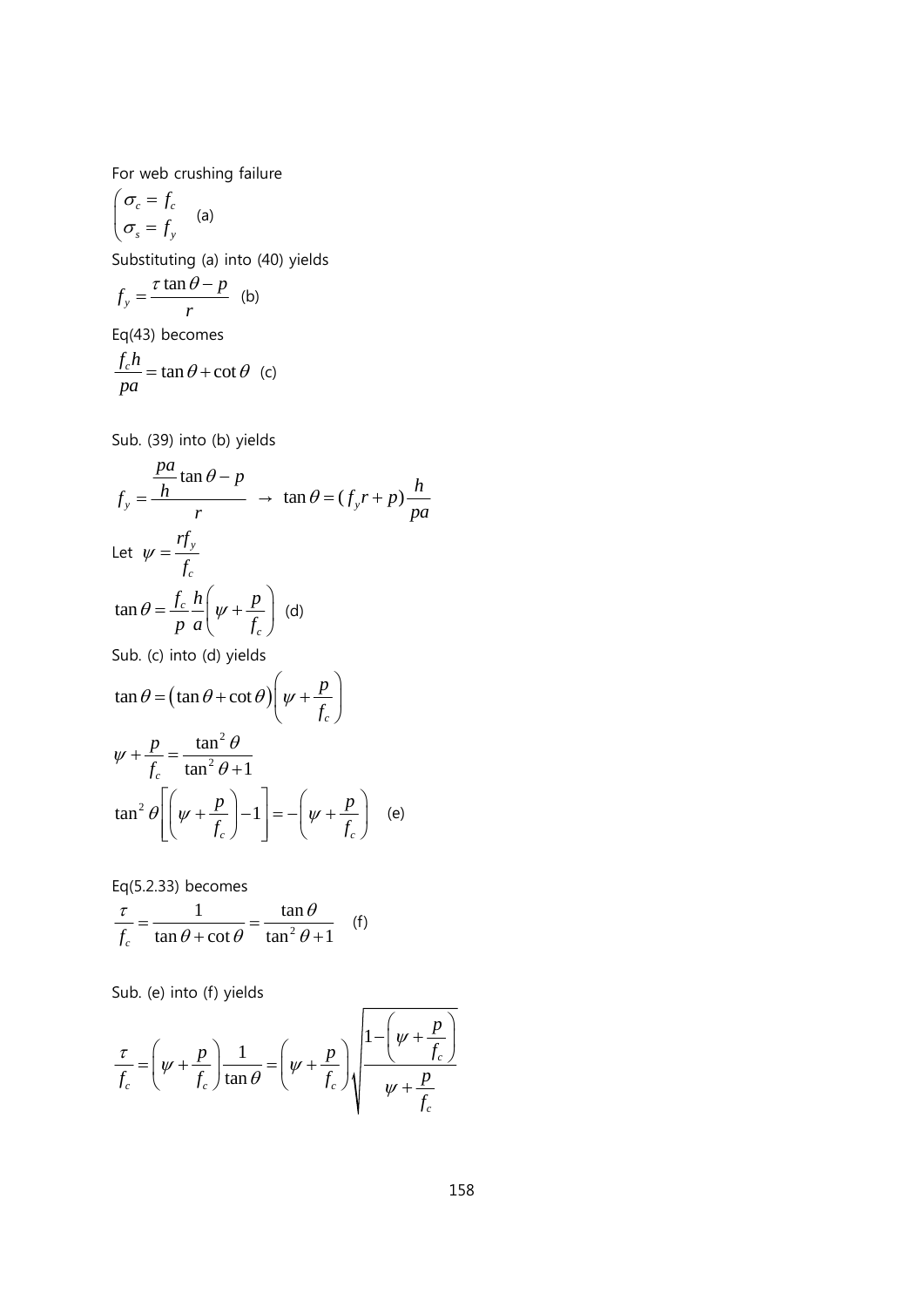For web crushing failure

$$\begin{pmatrix} \sigma_c = f_c \\ \sigma_s = f_y \end{pmatrix} \quad \text{(a)}$$

Substituting (a) into (40) yields

$$f_y = \frac{\tau \tan\theta - p}{r} \quad \text{(b)}$$

Eq(43) becomes

$$\frac{f_c h}{pa} = \tan\theta + \cot\theta \quad \text{(c)}$$

Sub. (39) into (b) yields

$$f_y = \frac{\dfrac{pa}{h}\tan\theta - p}{r} \;\rightarrow\; \tan\theta = (f_y r + p)\frac{h}{pa}$$

Let $\psi = \dfrac{rf_y}{f_c}$

$$\tan\theta = \frac{f_c}{p}\frac{h}{a}\left(\psi + \frac{p}{f_c}\right) \quad \text{(d)}$$

Sub. (c) into (d) yields

$$\tan\theta = \left(\tan\theta + \cot\theta\right)\left(\psi + \frac{p}{f_c}\right)$$

$$\psi + \frac{p}{f_c} = \frac{\tan^2\theta}{\tan^2\theta + 1}$$

$$\tan^2\theta\left[\left(\psi + \frac{p}{f_c}\right) - 1\right] = -\left(\psi + \frac{p}{f_c}\right) \quad \text{(e)}$$

Eq(5.2.33) becomes

$$\frac{\tau}{f_c} = \frac{1}{\tan\theta + \cot\theta} = \frac{\tan\theta}{\tan^2\theta + 1} \quad \text{(f)}$$

Sub. (e) into (f) yields

$$\frac{\tau}{f_c} = \left(\psi + \frac{p}{f_c}\right)\frac{1}{\tan\theta} = \left(\psi + \frac{p}{f_c}\right)\sqrt{\frac{1 - \left(\psi + \dfrac{p}{f_c}\right)}{\psi + \dfrac{p}{f_c}}}$$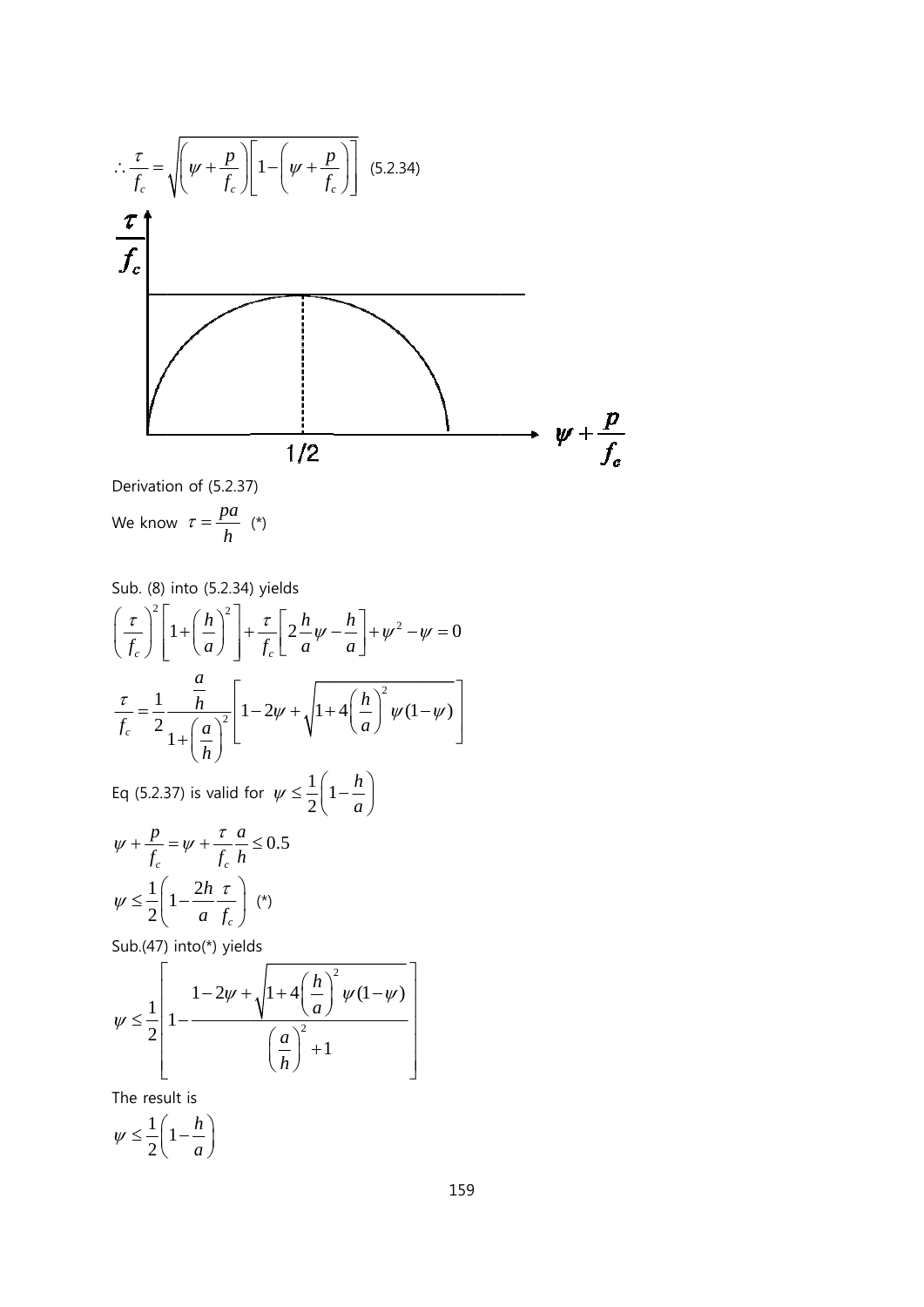$$\therefore \frac{\tau}{f_c} = \sqrt{\left(\psi + \frac{p}{f_c}\right)\left[1 - \left(\psi + \frac{p}{f_c}\right)\right]} \quad (5.2.34)$$

Derivation of (5.2.37)

We know $\tau = \dfrac{pa}{h}$ (*)

Sub. (8) into (5.2.34) yields

$$\left(\frac{\tau}{f_c}\right)^2\left[1 + \left(\frac{h}{a}\right)^2\right] + \frac{\tau}{f_c}\left[2\frac{h}{a}\psi - \frac{h}{a}\right] + \psi^2 - \psi = 0$$

$$\frac{\tau}{f_c} = \frac{1}{2}\frac{\frac{a}{h}}{1 + \left(\frac{a}{h}\right)^2}\left[1 - 2\psi + \sqrt{1 + 4\left(\frac{h}{a}\right)^2 \psi(1-\psi)}\right]$$

Eq (5.2.37) is valid for $\psi \le \dfrac{1}{2}\left(1 - \dfrac{h}{a}\right)$

$$\psi + \frac{p}{f_c} = \psi + \frac{\tau}{f_c}\frac{a}{h} \le 0.5$$

$$\psi \le \frac{1}{2}\left(1 - \frac{2h}{a}\frac{\tau}{f_c}\right) \quad (*)$$

Sub.(47) into(*) yields

$$\psi \le \frac{1}{2}\left[1 - \frac{1 - 2\psi + \sqrt{1 + 4\left(\frac{h}{a}\right)^2 \psi(1-\psi)}}{\left(\frac{a}{h}\right)^2 + 1}\right]$$

The result is

$$\psi \le \frac{1}{2}\left(1 - \frac{h}{a}\right)$$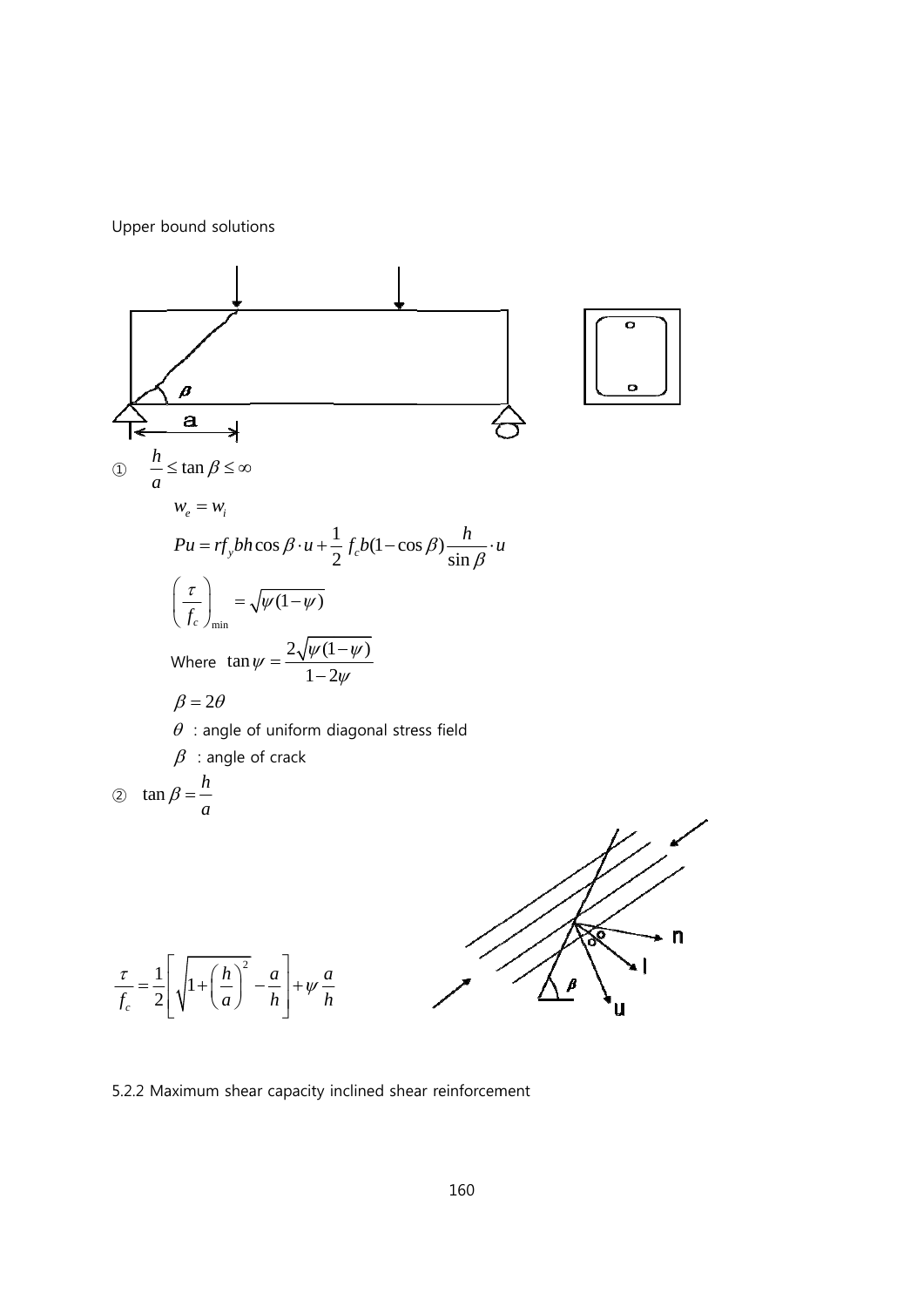Upper bound solutions

① $\dfrac{h}{a} \le \tan\beta \le \infty$

$$w_e = w_i$$

$$Pu = rf_y bh\cos\beta \cdot u + \frac{1}{2} f_c b(1-\cos\beta)\frac{h}{\sin\beta}\cdot u$$

$$\left(\frac{\tau}{f_c}\right)_{\min} = \sqrt{\psi(1-\psi)}$$

Where $\tan\psi = \dfrac{2\sqrt{\psi(1-\psi)}}{1-2\psi}$

$$\beta = 2\theta$$

$\theta$ : angle of uniform diagonal stress field

$\beta$ : angle of crack

② $\tan\beta = \dfrac{h}{a}$

$$\frac{\tau}{f_c} = \frac{1}{2}\left[\sqrt{1+\left(\frac{h}{a}\right)^2} - \frac{a}{h}\right] + \psi\frac{a}{h}$$

5.2.2 Maximum shear capacity inclined shear reinforcement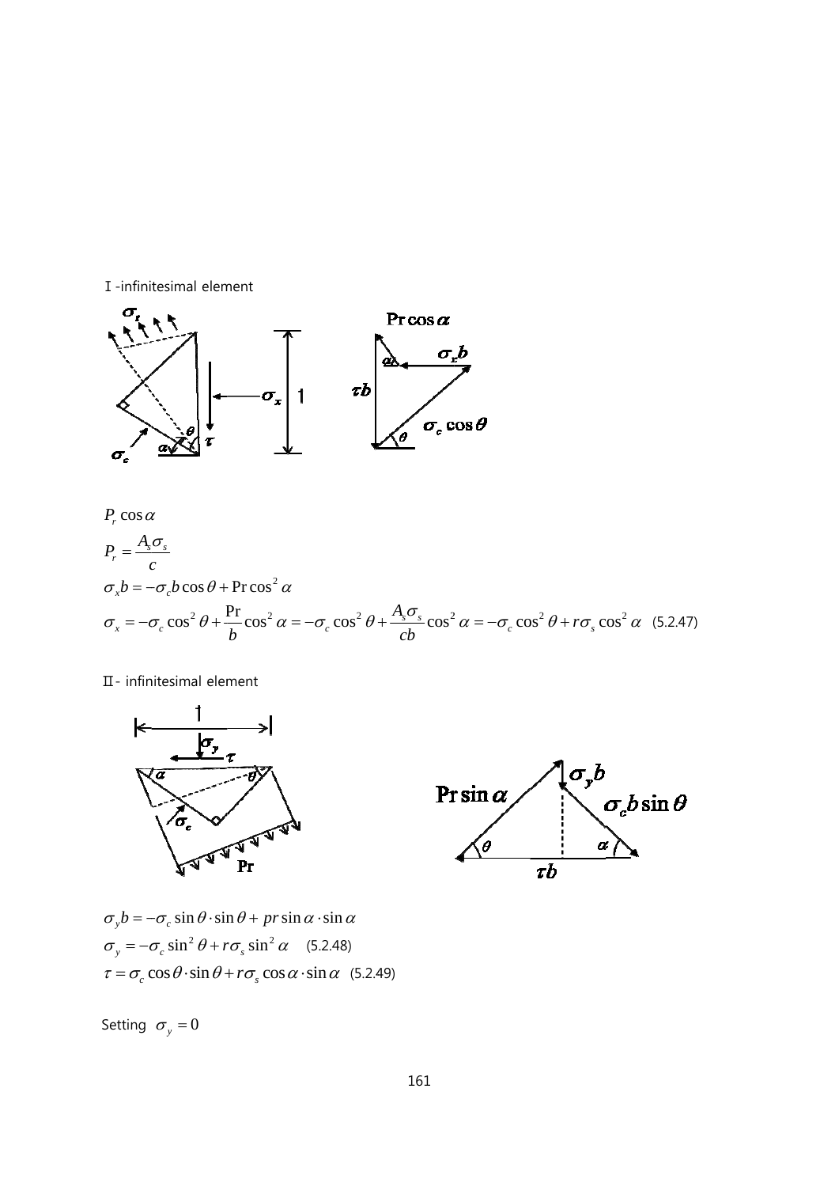Ⅰ-infinitesimal element

$P_r \cos\alpha$

$$P_r = \frac{A_s \sigma_s}{c}$$

$$\sigma_x b = -\sigma_c b \cos\theta + \Pr \cos^2 \alpha$$

$$\sigma_x = -\sigma_c \cos^2 \theta + \frac{\Pr}{b} \cos^2 \alpha = -\sigma_c \cos^2 \theta + \frac{A_s \sigma_s}{cb} \cos^2 \alpha = -\sigma_c \cos^2 \theta + r\sigma_s \cos^2 \alpha \quad (5.2.47)$$

Ⅱ- infinitesimal element

$$\sigma_y b = -\sigma_c \sin\theta \cdot \sin\theta + pr \sin\alpha \cdot \sin\alpha$$

$$\sigma_y = -\sigma_c \sin^2 \theta + r\sigma_s \sin^2 \alpha \quad (5.2.48)$$

$$\tau = \sigma_c \cos\theta \cdot \sin\theta + r\sigma_s \cos\alpha \cdot \sin\alpha \quad (5.2.49)$$

Setting $\sigma_y = 0$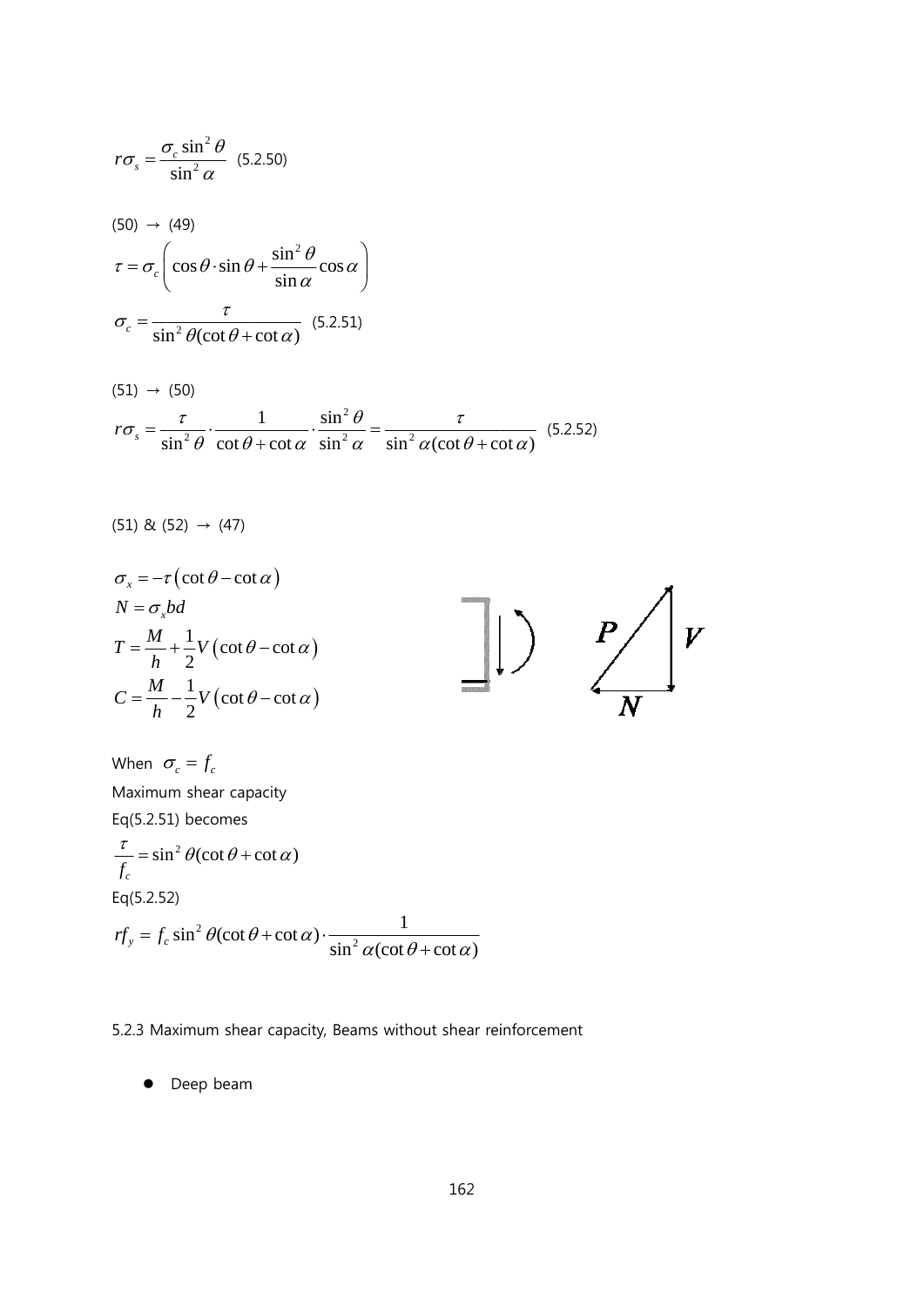$$r\sigma_s = \frac{\sigma_c \sin^2\theta}{\sin^2\alpha} \quad (5.2.50)$$

(50) → (49)

$$\tau = \sigma_c \left( \cos\theta \cdot \sin\theta + \frac{\sin^2\theta}{\sin\alpha} \cos\alpha \right)$$

$$\sigma_c = \frac{\tau}{\sin^2\theta(\cot\theta + \cot\alpha)} \quad (5.2.51)$$

(51) → (50)

$$r\sigma_s = \frac{\tau}{\sin^2\theta} \cdot \frac{1}{\cot\theta + \cot\alpha} \cdot \frac{\sin^2\theta}{\sin^2\alpha} = \frac{\tau}{\sin^2\alpha(\cot\theta + \cot\alpha)} \quad (5.2.52)$$

(51) & (52) → (47)

$$\sigma_x = -\tau\left(\cot\theta - \cot\alpha\right)$$

$$N = \sigma_x bd$$

$$T = \frac{M}{h} + \frac{1}{2}V\left(\cot\theta - \cot\alpha\right)$$

$$C = \frac{M}{h} - \frac{1}{2}V\left(\cot\theta - \cot\alpha\right)$$

When $\sigma_c = f_c$

Maximum shear capacity

Eq(5.2.51) becomes

$$\frac{\tau}{f_c} = \sin^2\theta(\cot\theta + \cot\alpha)$$

Eq(5.2.52)

$$rf_y = f_c \sin^2\theta(\cot\theta + \cot\alpha) \cdot \frac{1}{\sin^2\alpha(\cot\theta + \cot\alpha)}$$

5.2.3 Maximum shear capacity, Beams without shear reinforcement

- Deep beam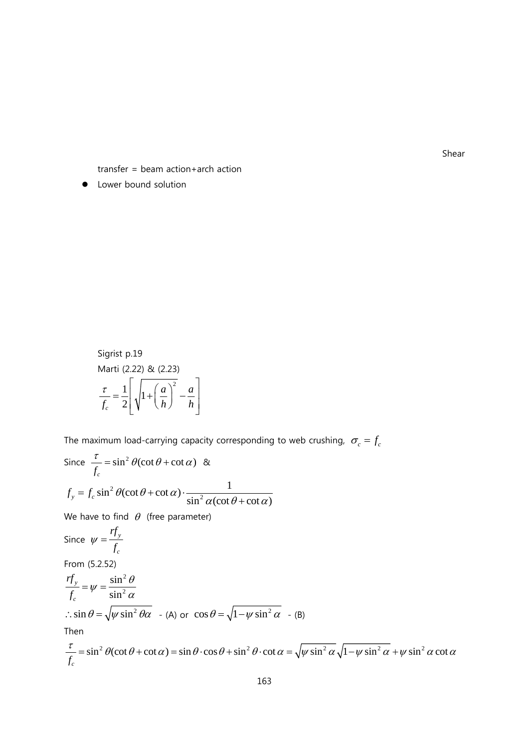Shear

transfer = beam action+arch action

- Lower bound solution

Sigrist p.19

Marti (2.22) & (2.23)

$$\frac{\tau}{f_c} = \frac{1}{2}\left[\sqrt{1+\left(\frac{a}{h}\right)^2} - \frac{a}{h}\right]$$

The maximum load-carrying capacity corresponding to web crushing, $\sigma_c = f_c$

Since $\frac{\tau}{f_c} = \sin^2\theta(\cot\theta + \cot\alpha)$ &

$$f_y = f_c \sin^2\theta(\cot\theta + \cot\alpha) \cdot \frac{1}{\sin^2\alpha(\cot\theta + \cot\alpha)}$$

We have to find $\theta$ (free parameter)

Since $\psi = \frac{rf_y}{f_c}$

From (5.2.52)

$$\frac{rf_y}{f_c} = \psi = \frac{\sin^2\theta}{\sin^2\alpha}$$

$\therefore \sin\theta = \sqrt{\psi \sin^2\theta\alpha}$ - (A) or $\cos\theta = \sqrt{1-\psi\sin^2\alpha}$ - (B)

Then

$$\frac{\tau}{f_c} = \sin^2\theta(\cot\theta + \cot\alpha) = \sin\theta \cdot \cos\theta + \sin^2\theta \cdot \cot\alpha = \sqrt{\psi\sin^2\alpha}\sqrt{1-\psi\sin^2\alpha} + \psi\sin^2\alpha\cot\alpha$$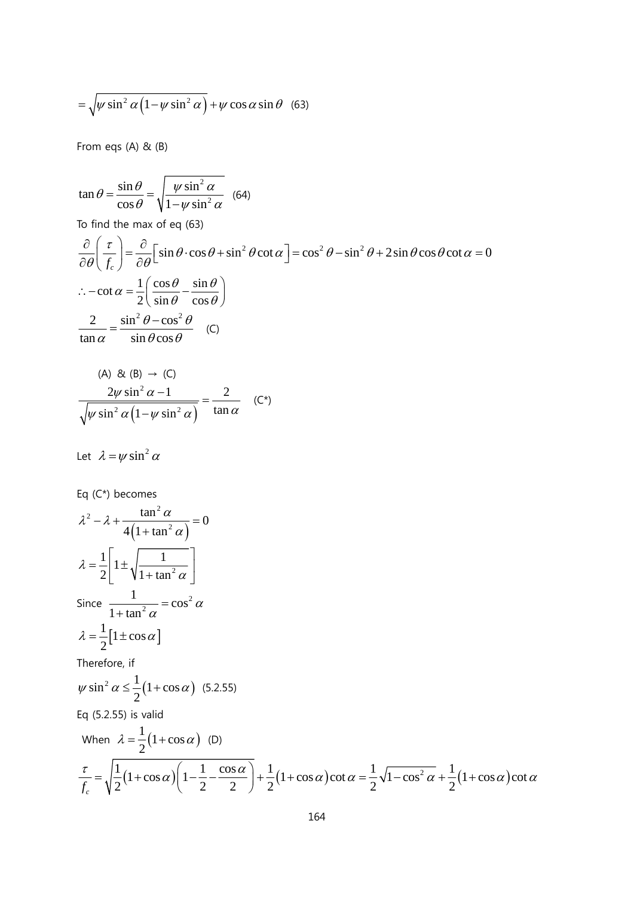$$= \sqrt{\psi \sin^2 \alpha \left(1 - \psi \sin^2 \alpha\right)} + \psi \cos \alpha \sin \theta \quad (63)$$

From eqs (A) & (B)

$$\tan \theta = \frac{\sin \theta}{\cos \theta} = \sqrt{\frac{\psi \sin^2 \alpha}{1 - \psi \sin^2 \alpha}} \quad (64)$$

To find the max of eq (63)

$$\frac{\partial}{\partial \theta}\left(\frac{\tau}{f_c}\right) = \frac{\partial}{\partial \theta}\left[\sin \theta \cdot \cos \theta + \sin^2 \theta \cot \alpha\right] = \cos^2 \theta - \sin^2 \theta + 2 \sin \theta \cos \theta \cot \alpha = 0$$

$$\therefore -\cot \alpha = \frac{1}{2}\left(\frac{\cos \theta}{\sin \theta} - \frac{\sin \theta}{\cos \theta}\right)$$

$$\frac{2}{\tan \alpha} = \frac{\sin^2 \theta - \cos^2 \theta}{\sin \theta \cos \theta} \quad (C)$$

(A) & (B) → (C)

$$\frac{2\psi \sin^2 \alpha - 1}{\sqrt{\psi \sin^2 \alpha \left(1 - \psi \sin^2 \alpha\right)}} = \frac{2}{\tan \alpha} \quad (C^*)$$

Let $\lambda = \psi \sin^2 \alpha$

Eq (C*) becomes

$$\lambda^2 - \lambda + \frac{\tan^2 \alpha}{4\left(1 + \tan^2 \alpha\right)} = 0$$

$$\lambda = \frac{1}{2}\left[1 \pm \sqrt{\frac{1}{1 + \tan^2 \alpha}}\right]$$

Since $\dfrac{1}{1 + \tan^2 \alpha} = \cos^2 \alpha$

$$\lambda = \frac{1}{2}\left[1 \pm \cos \alpha\right]$$

Therefore, if

$$\psi \sin^2 \alpha \le \frac{1}{2}\left(1 + \cos \alpha\right) \quad (5.2.55)$$

Eq (5.2.55) is valid

When $\lambda = \dfrac{1}{2}\left(1 + \cos \alpha\right)$ (D)

$$\frac{\tau}{f_c} = \sqrt{\frac{1}{2}\left(1 + \cos \alpha\right)\left(1 - \frac{1}{2} - \frac{\cos \alpha}{2}\right)} + \frac{1}{2}\left(1 + \cos \alpha\right)\cot \alpha = \frac{1}{2}\sqrt{1 - \cos^2 \alpha} + \frac{1}{2}\left(1 + \cos \alpha\right)\cot \alpha$$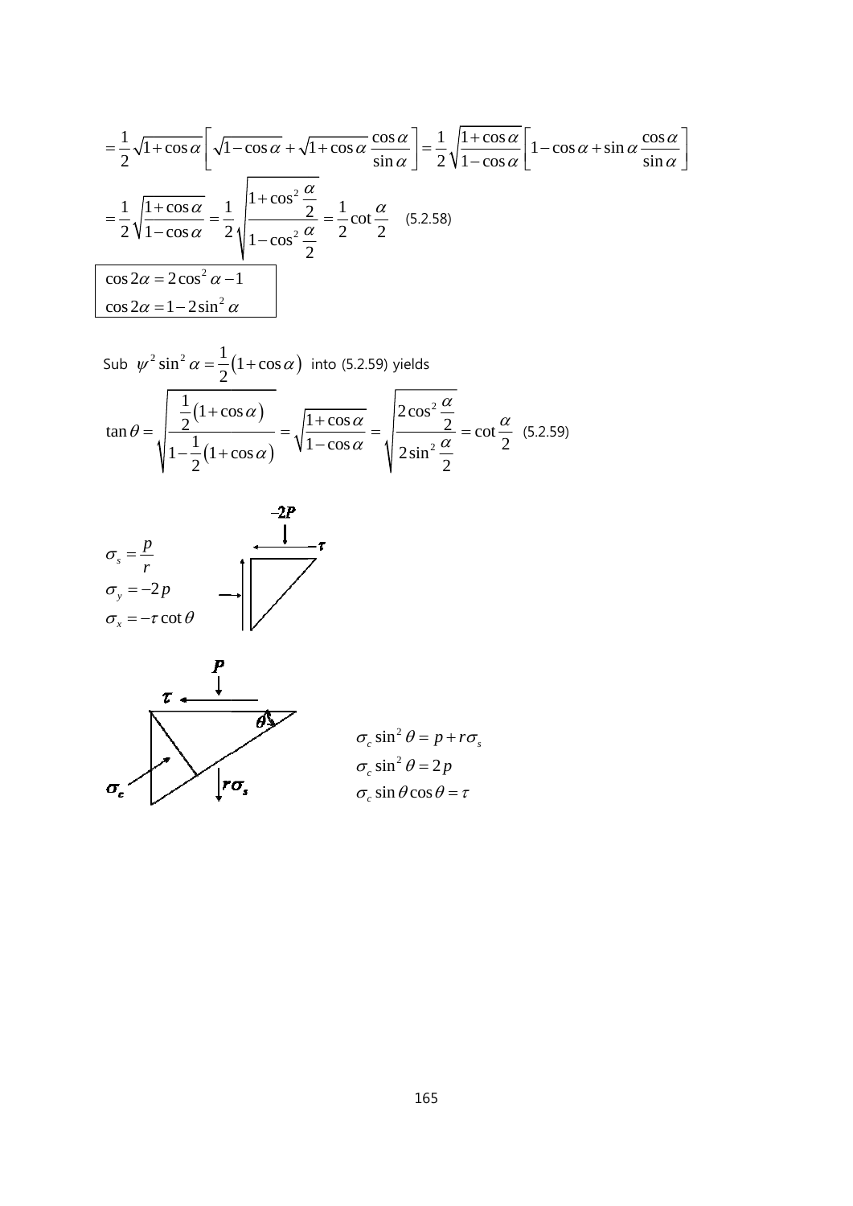$$= \frac{1}{2}\sqrt{1+\cos\alpha}\left[\sqrt{1-\cos\alpha}+\sqrt{1+\cos\alpha}\,\frac{\cos\alpha}{\sin\alpha}\right] = \frac{1}{2}\sqrt{\frac{1+\cos\alpha}{1-\cos\alpha}}\left[1-\cos\alpha+\sin\alpha\,\frac{\cos\alpha}{\sin\alpha}\right]$$

$$= \frac{1}{2}\sqrt{\frac{1+\cos\alpha}{1-\cos\alpha}} = \frac{1}{2}\sqrt{\frac{1+\cos^2\frac{\alpha}{2}}{1-\cos^2\frac{\alpha}{2}}} = \frac{1}{2}\cot\frac{\alpha}{2} \quad (5.2.58)$$

$$\cos 2\alpha = 2\cos^2\alpha - 1$$
$$\cos 2\alpha = 1 - 2\sin^2\alpha$$

Sub $\psi^2 \sin^2\alpha = \frac{1}{2}(1+\cos\alpha)$ into (5.2.59) yields

$$\tan\theta = \sqrt{\frac{\frac{1}{2}(1+\cos\alpha)}{1-\frac{1}{2}(1+\cos\alpha)}} = \sqrt{\frac{1+\cos\alpha}{1-\cos\alpha}} = \sqrt{\frac{2\cos^2\frac{\alpha}{2}}{2\sin^2\frac{\alpha}{2}}} = \cot\frac{\alpha}{2} \quad (5.2.59)$$

$$\sigma_s = \frac{p}{r}$$
$$\sigma_y = -2p$$
$$\sigma_x = -\tau\cot\theta$$

$-2P$, $-\tau$

$P$, $\tau$, $\theta$, $\sigma_c$, $r\sigma_s$

$$\sigma_c \sin^2\theta = p + r\sigma_s$$
$$\sigma_c \sin^2\theta = 2p$$
$$\sigma_c \sin\theta\cos\theta = \tau$$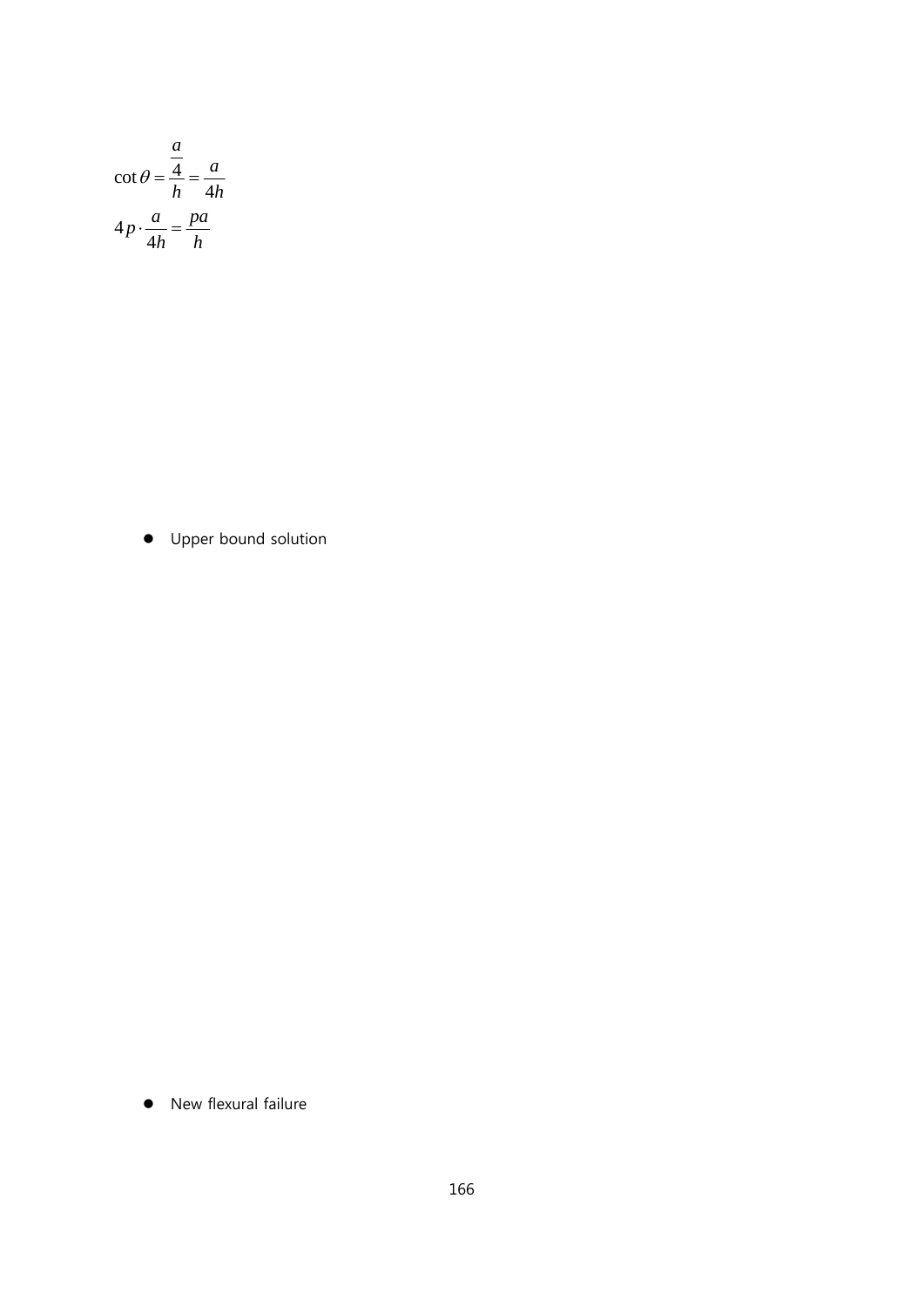$$\cot\theta = \frac{\frac{a}{4}}{h} = \frac{a}{4h}$$

$$4p \cdot \frac{a}{4h} = \frac{pa}{h}$$

- Upper bound solution

- New flexural failure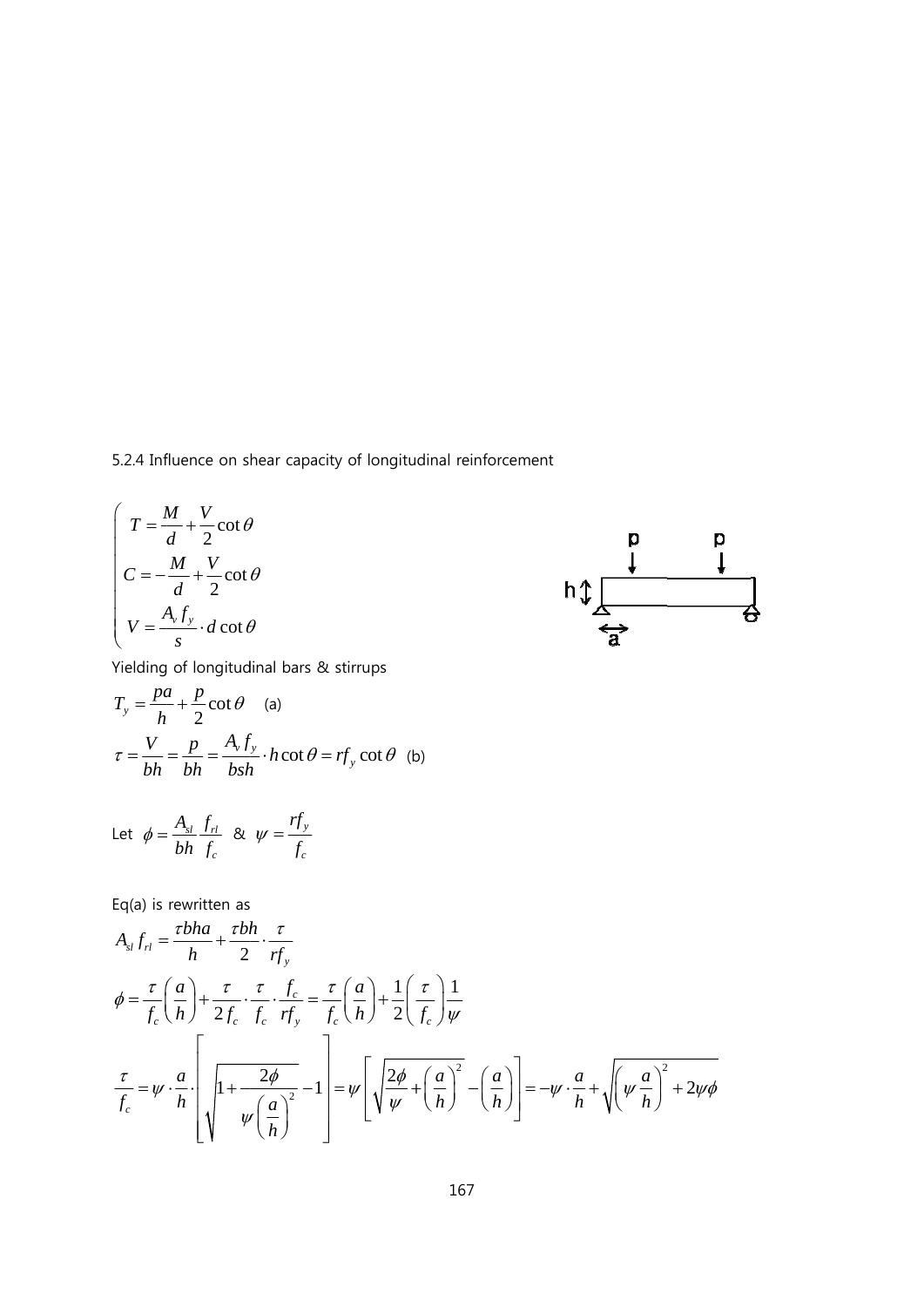5.2.4 Influence on shear capacity of longitudinal reinforcement

$$
\begin{cases}
T = \dfrac{M}{d} + \dfrac{V}{2}\cot\theta \\
C = -\dfrac{M}{d} + \dfrac{V}{2}\cot\theta \\
V = \dfrac{A_v f_y}{s} \cdot d\cot\theta
\end{cases}
$$

Yielding of longitudinal bars & stirrups

$$T_y = \frac{pa}{h} + \frac{p}{2}\cot\theta \quad \text{(a)}$$

$$\tau = \frac{V}{bh} = \frac{p}{bh} = \frac{A_v f_y}{bsh} \cdot h\cot\theta = rf_y\cot\theta \quad \text{(b)}$$

Let $\phi = \dfrac{A_{sl}}{bh}\dfrac{f_{rl}}{f_c}$ & $\psi = \dfrac{rf_y}{f_c}$

Eq(a) is rewritten as

$$A_{sl} f_{rl} = \frac{\tau bha}{h} + \frac{\tau bh}{2} \cdot \frac{\tau}{rf_y}$$

$$\phi = \frac{\tau}{f_c}\left(\frac{a}{h}\right) + \frac{\tau}{2f_c} \cdot \frac{\tau}{f_c} \cdot \frac{f_c}{rf_y} = \frac{\tau}{f_c}\left(\frac{a}{h}\right) + \frac{1}{2}\left(\frac{\tau}{f_c}\right)\frac{1}{\psi}$$

$$\frac{\tau}{f_c} = \psi \cdot \frac{a}{h} \cdot \left[\sqrt{1 + \frac{2\phi}{\psi\left(\frac{a}{h}\right)^2}} - 1\right] = \psi\left[\sqrt{\frac{2\phi}{\psi} + \left(\frac{a}{h}\right)^2} - \left(\frac{a}{h}\right)\right] = -\psi \cdot \frac{a}{h} + \sqrt{\left(\psi\frac{a}{h}\right)^2 + 2\psi\phi}$$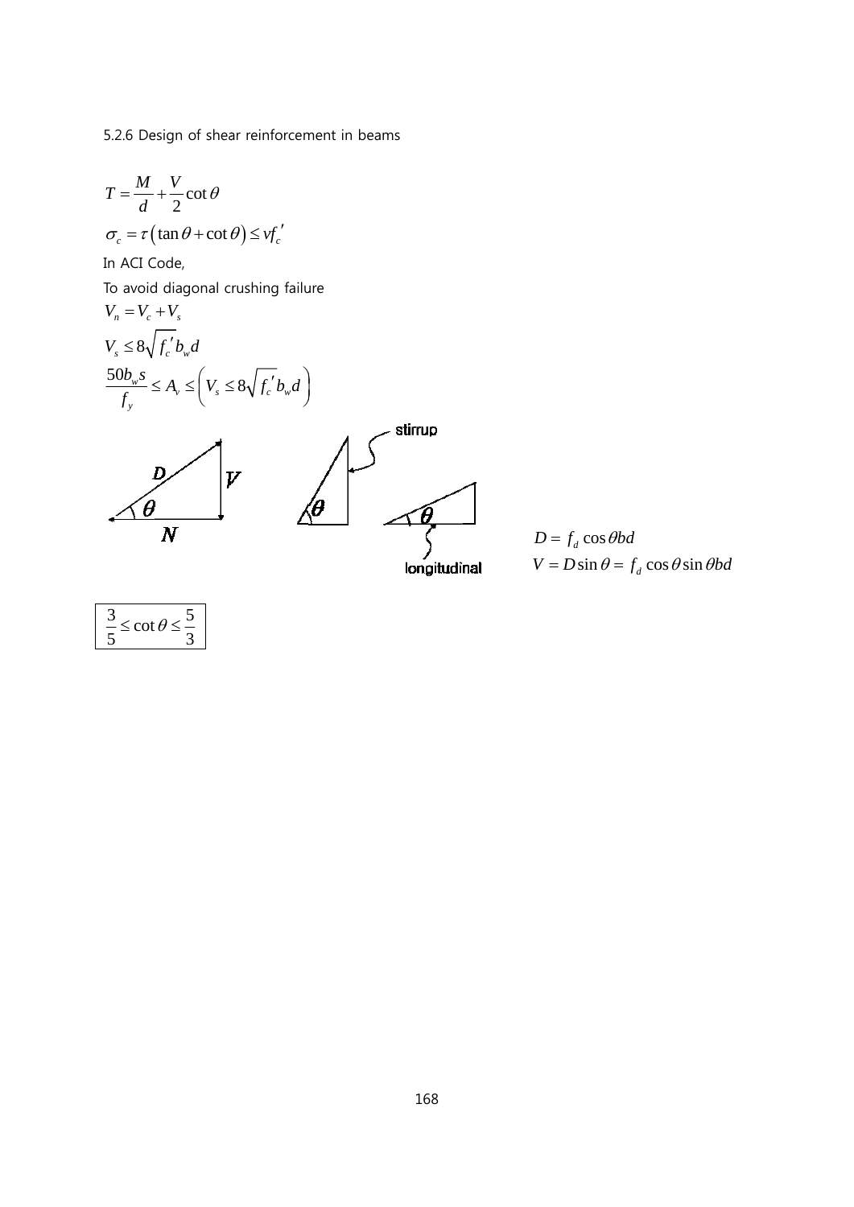5.2.6 Design of shear reinforcement in beams

$$T = \frac{M}{d} + \frac{V}{2}\cot\theta$$

$$\sigma_c = \tau\left(\tan\theta + \cot\theta\right) \le v f_c'$$

In ACI Code,

To avoid diagonal crushing failure

$$V_n = V_c + V_s$$

$$V_s \le 8\sqrt{f_c'}\,b_w d$$

$$\frac{50 b_w s}{f_y} \le A_v \le \left(V_s \le 8\sqrt{f_c'}\,b_w d\right)$$

D

V

$\theta$

N

stirrup

$\theta$

$\theta$

longitudinal

$$D = f_d \cos\theta bd$$

$$V = D\sin\theta = f_d \cos\theta \sin\theta bd$$

$$\boxed{\frac{3}{5} \le \cot\theta \le \frac{5}{3}}$$